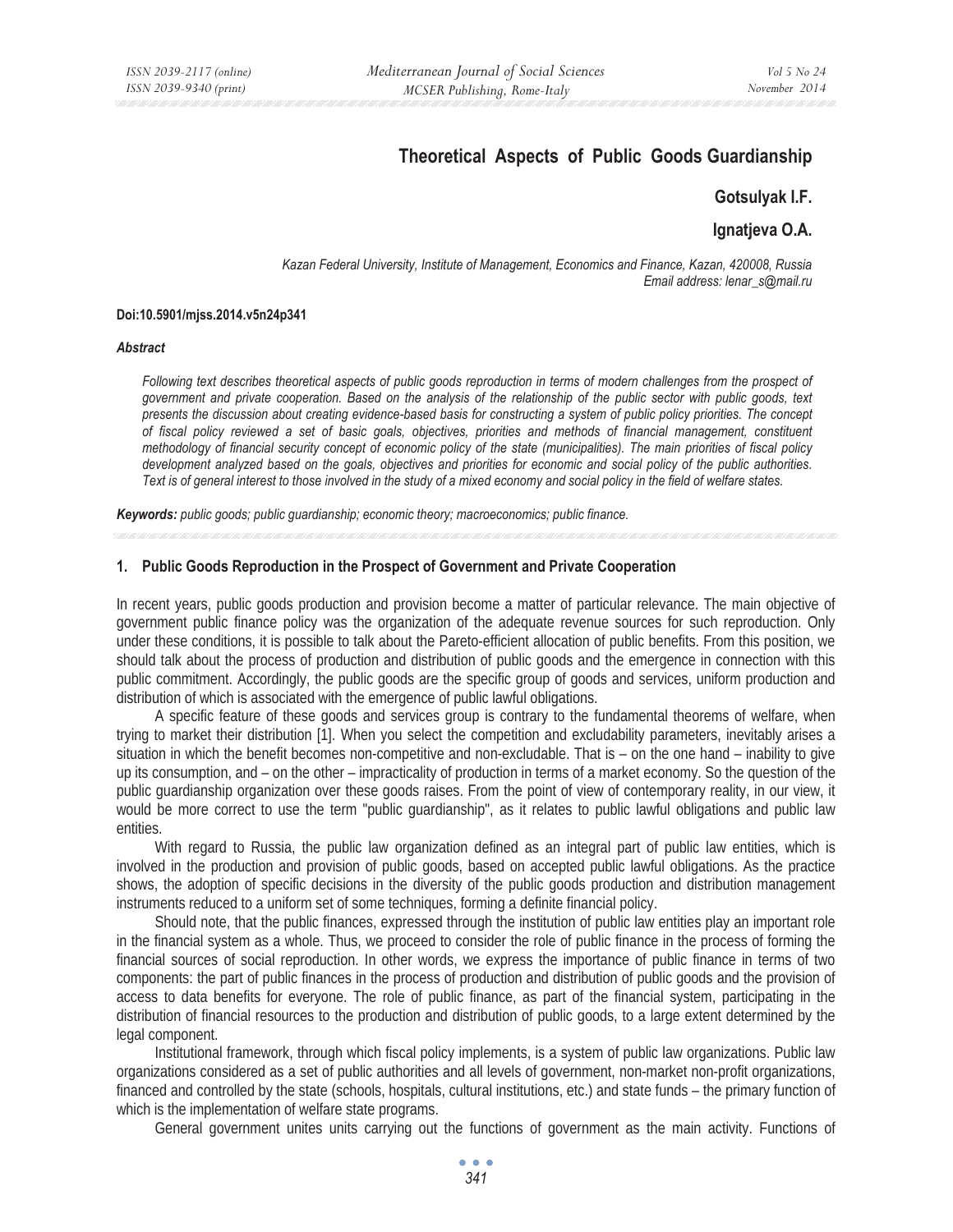# Theoretical Aspects of Public Goods Guardianship

**Gotsulyak I.F.**

**Ignatjeva O.A.**

*Kazan Federal University, Institute of Management, Economics and Finance, Kazan, 420008, Russia*
*Email address: lenar_s@mail.ru*

**Doi:10.5901/mjss.2014.v5n24p341**

***Abstract***

*Following text describes theoretical aspects of public goods reproduction in terms of modern challenges from the prospect of government and private cooperation. Based on the analysis of the relationship of the public sector with public goods, text presents the discussion about creating evidence-based basis for constructing a system of public policy priorities. The concept of fiscal policy reviewed a set of basic goals, objectives, priorities and methods of financial management, constituent methodology of financial security concept of economic policy of the state (municipalities). The main priorities of fiscal policy development analyzed based on the goals, objectives and priorities for economic and social policy of the public authorities. Text is of general interest to those involved in the study of a mixed economy and social policy in the field of welfare states.*

***Keywords:*** *public goods; public guardianship; economic theory; macroeconomics; public finance.*

## 1. Public Goods Reproduction in the Prospect of Government and Private Cooperation

In recent years, public goods production and provision become a matter of particular relevance. The main objective of government public finance policy was the organization of the adequate revenue sources for such reproduction. Only under these conditions, it is possible to talk about the Pareto-efficient allocation of public benefits. From this position, we should talk about the process of production and distribution of public goods and the emergence in connection with this public commitment. Accordingly, the public goods are the specific group of goods and services, uniform production and distribution of which is associated with the emergence of public lawful obligations.

A specific feature of these goods and services group is contrary to the fundamental theorems of welfare, when trying to market their distribution [1]. When you select the competition and excludability parameters, inevitably arises a situation in which the benefit becomes non-competitive and non-excludable. That is – on the one hand – inability to give up its consumption, and – on the other – impracticality of production in terms of a market economy. So the question of the public guardianship organization over these goods raises. From the point of view of contemporary reality, in our view, it would be more correct to use the term "public guardianship", as it relates to public lawful obligations and public law entities.

With regard to Russia, the public law organization defined as an integral part of public law entities, which is involved in the production and provision of public goods, based on accepted public lawful obligations. As the practice shows, the adoption of specific decisions in the diversity of the public goods production and distribution management instruments reduced to a uniform set of some techniques, forming a definite financial policy.

Should note, that the public finances, expressed through the institution of public law entities play an important role in the financial system as a whole. Thus, we proceed to consider the role of public finance in the process of forming the financial sources of social reproduction. In other words, we express the importance of public finance in terms of two components: the part of public finances in the process of production and distribution of public goods and the provision of access to data benefits for everyone. The role of public finance, as part of the financial system, participating in the distribution of financial resources to the production and distribution of public goods, to a large extent determined by the legal component.

Institutional framework, through which fiscal policy implements, is a system of public law organizations. Public law organizations considered as a set of public authorities and all levels of government, non-market non-profit organizations, financed and controlled by the state (schools, hospitals, cultural institutions, etc.) and state funds – the primary function of which is the implementation of welfare state programs.

General government unites units carrying out the functions of government as the main activity. Functions of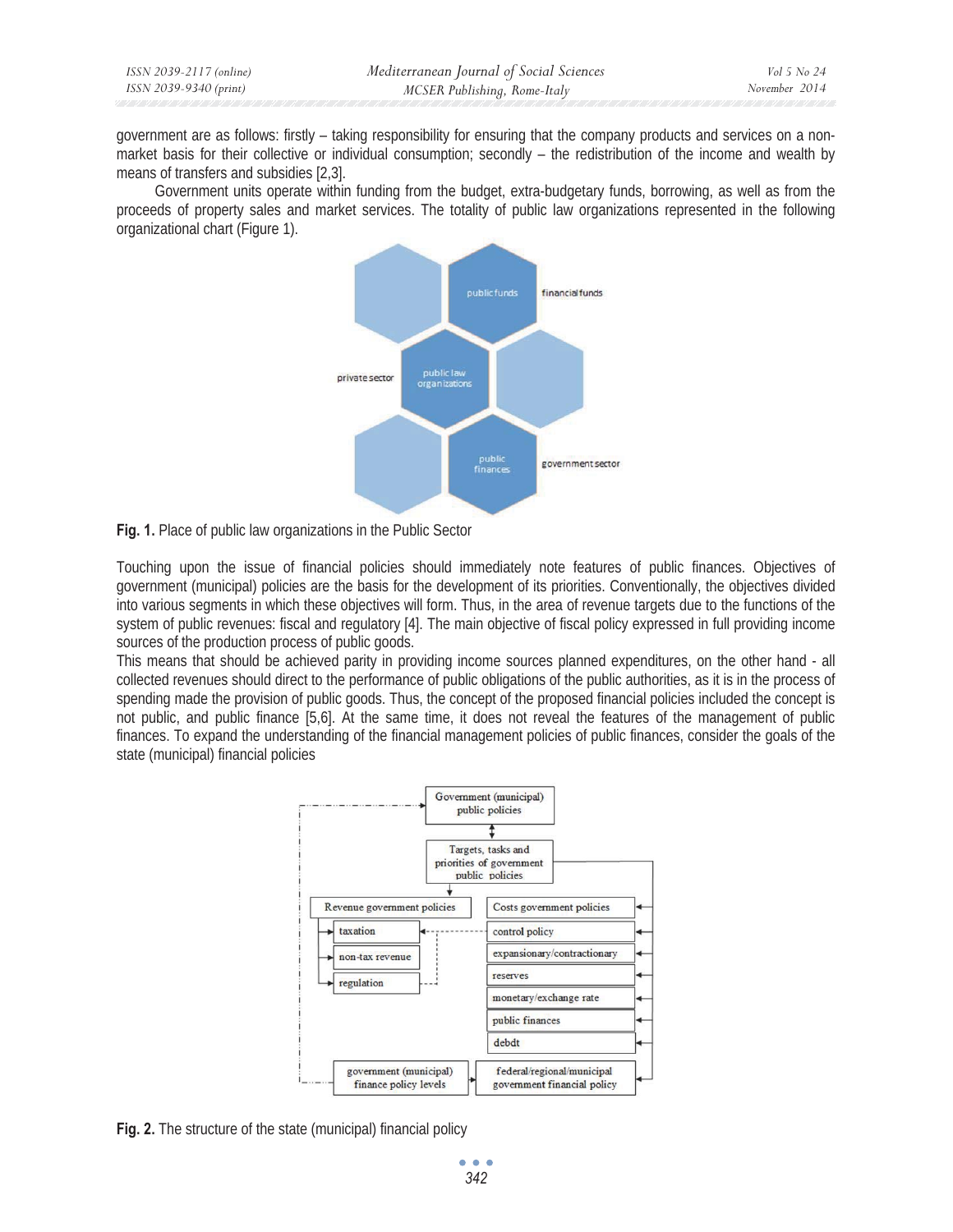government are as follows: firstly – taking responsibility for ensuring that the company products and services on a non-market basis for their collective or individual consumption; secondly – the redistribution of the income and wealth by means of transfers and subsidies [2,3].

Government units operate within funding from the budget, extra-budgetary funds, borrowing, as well as from the proceeds of property sales and market services. The totality of public law organizations represented in the following organizational chart (Figure 1).

**Fig. 1.** Place of public law organizations in the Public Sector

Touching upon the issue of financial policies should immediately note features of public finances. Objectives of government (municipal) policies are the basis for the development of its priorities. Conventionally, the objectives divided into various segments in which these objectives will form. Thus, in the area of revenue targets due to the functions of the system of public revenues: fiscal and regulatory [4]. The main objective of fiscal policy expressed in full providing income sources of the production process of public goods.

This means that should be achieved parity in providing income sources planned expenditures, on the other hand - all collected revenues should direct to the performance of public obligations of the public authorities, as it is in the process of spending made the provision of public goods. Thus, the concept of the proposed financial policies included the concept is not public, and public finance [5,6]. At the same time, it does not reveal the features of the management of public finances. To expand the understanding of the financial management policies of public finances, consider the goals of the state (municipal) financial policies

**Fig. 2.** The structure of the state (municipal) financial policy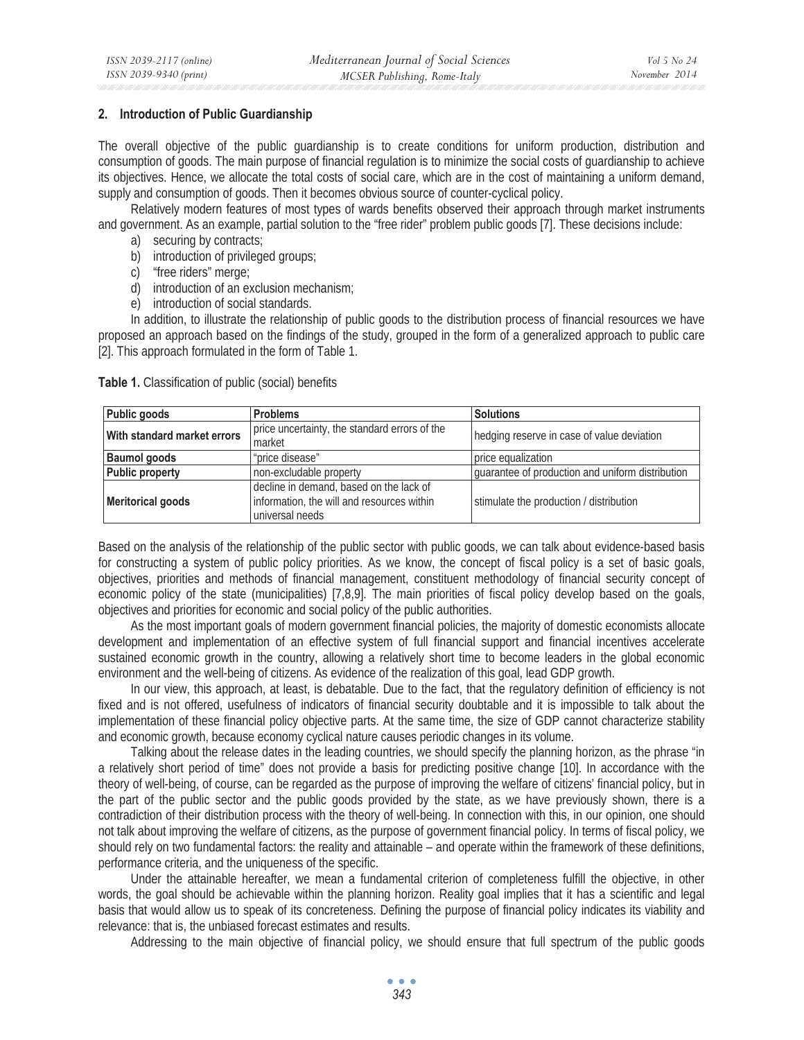## 2. Introduction of Public Guardianship

The overall objective of the public guardianship is to create conditions for uniform production, distribution and consumption of goods. The main purpose of financial regulation is to minimize the social costs of guardianship to achieve its objectives. Hence, we allocate the total costs of social care, which are in the cost of maintaining a uniform demand, supply and consumption of goods. Then it becomes obvious source of counter-cyclical policy.

Relatively modern features of most types of wards benefits observed their approach through market instruments and government. As an example, partial solution to the "free rider" problem public goods [7]. These decisions include:

a) securing by contracts;
b) introduction of privileged groups;
c) "free riders" merge;
d) introduction of an exclusion mechanism;
e) introduction of social standards.

In addition, to illustrate the relationship of public goods to the distribution process of financial resources we have proposed an approach based on the findings of the study, grouped in the form of a generalized approach to public care [2]. This approach formulated in the form of Table 1.

**Table 1.** Classification of public (social) benefits

| Public goods | Problems | Solutions |
|---|---|---|
| **With standard market errors** | price uncertainty, the standard errors of the market | hedging reserve in case of value deviation |
| **Baumol goods** | "price disease" | price equalization |
| **Public property** | non-excludable property | guarantee of production and uniform distribution |
| **Meritorical goods** | decline in demand, based on the lack of information, the will and resources within universal needs | stimulate the production / distribution |

Based on the analysis of the relationship of the public sector with public goods, we can talk about evidence-based basis for constructing a system of public policy priorities. As we know, the concept of fiscal policy is a set of basic goals, objectives, priorities and methods of financial management, constituent methodology of financial security concept of economic policy of the state (municipalities) [7,8,9]. The main priorities of fiscal policy develop based on the goals, objectives and priorities for economic and social policy of the public authorities.

As the most important goals of modern government financial policies, the majority of domestic economists allocate development and implementation of an effective system of full financial support and financial incentives accelerate sustained economic growth in the country, allowing a relatively short time to become leaders in the global economic environment and the well-being of citizens. As evidence of the realization of this goal, lead GDP growth.

In our view, this approach, at least, is debatable. Due to the fact, that the regulatory definition of efficiency is not fixed and is not offered, usefulness of indicators of financial security doubtable and it is impossible to talk about the implementation of these financial policy objective parts. At the same time, the size of GDP cannot characterize stability and economic growth, because economy cyclical nature causes periodic changes in its volume.

Talking about the release dates in the leading countries, we should specify the planning horizon, as the phrase "in a relatively short period of time" does not provide a basis for predicting positive change [10]. In accordance with the theory of well-being, of course, can be regarded as the purpose of improving the welfare of citizens' financial policy, but in the part of the public sector and the public goods provided by the state, as we have previously shown, there is a contradiction of their distribution process with the theory of well-being. In connection with this, in our opinion, one should not talk about improving the welfare of citizens, as the purpose of government financial policy. In terms of fiscal policy, we should rely on two fundamental factors: the reality and attainable – and operate within the framework of these definitions, performance criteria, and the uniqueness of the specific.

Under the attainable hereafter, we mean a fundamental criterion of completeness fulfill the objective, in other words, the goal should be achievable within the planning horizon. Reality goal implies that it has a scientific and legal basis that would allow us to speak of its concreteness. Defining the purpose of financial policy indicates its viability and relevance: that is, the unbiased forecast estimates and results.

Addressing to the main objective of financial policy, we should ensure that full spectrum of the public goods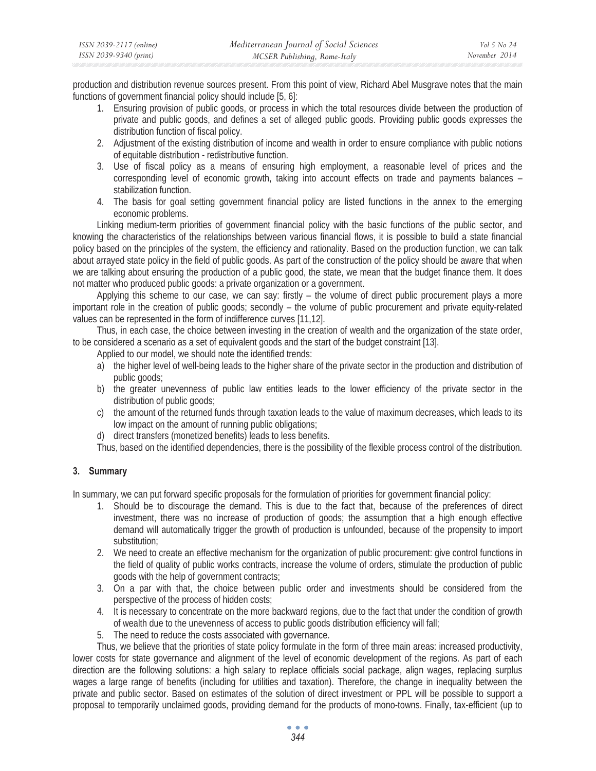production and distribution revenue sources present. From this point of view, Richard Abel Musgrave notes that the main functions of government financial policy should include [5, 6]:

1. Ensuring provision of public goods, or process in which the total resources divide between the production of private and public goods, and defines a set of alleged public goods. Providing public goods expresses the distribution function of fiscal policy.
2. Adjustment of the existing distribution of income and wealth in order to ensure compliance with public notions of equitable distribution - redistributive function.
3. Use of fiscal policy as a means of ensuring high employment, a reasonable level of prices and the corresponding level of economic growth, taking into account effects on trade and payments balances – stabilization function.
4. The basis for goal setting government financial policy are listed functions in the annex to the emerging economic problems.

Linking medium-term priorities of government financial policy with the basic functions of the public sector, and knowing the characteristics of the relationships between various financial flows, it is possible to build a state financial policy based on the principles of the system, the efficiency and rationality. Based on the production function, we can talk about arrayed state policy in the field of public goods. As part of the construction of the policy should be aware that when we are talking about ensuring the production of a public good, the state, we mean that the budget finance them. It does not matter who produced public goods: a private organization or a government.

Applying this scheme to our case, we can say: firstly – the volume of direct public procurement plays a more important role in the creation of public goods; secondly – the volume of public procurement and private equity-related values can be represented in the form of indifference curves [11,12].

Thus, in each case, the choice between investing in the creation of wealth and the organization of the state order, to be considered a scenario as a set of equivalent goods and the start of the budget constraint [13].

Applied to our model, we should note the identified trends:

a) the higher level of well-being leads to the higher share of the private sector in the production and distribution of public goods;
b) the greater unevenness of public law entities leads to the lower efficiency of the private sector in the distribution of public goods;
c) the amount of the returned funds through taxation leads to the value of maximum decreases, which leads to its low impact on the amount of running public obligations;
d) direct transfers (monetized benefits) leads to less benefits.

Thus, based on the identified dependencies, there is the possibility of the flexible process control of the distribution.

## 3. Summary

In summary, we can put forward specific proposals for the formulation of priorities for government financial policy:

1. Should be to discourage the demand. This is due to the fact that, because of the preferences of direct investment, there was no increase of production of goods; the assumption that a high enough effective demand will automatically trigger the growth of production is unfounded, because of the propensity to import substitution;
2. We need to create an effective mechanism for the organization of public procurement: give control functions in the field of quality of public works contracts, increase the volume of orders, stimulate the production of public goods with the help of government contracts;
3. On a par with that, the choice between public order and investments should be considered from the perspective of the process of hidden costs;
4. It is necessary to concentrate on the more backward regions, due to the fact that under the condition of growth of wealth due to the unevenness of access to public goods distribution efficiency will fall;
5. The need to reduce the costs associated with governance.

Thus, we believe that the priorities of state policy formulate in the form of three main areas: increased productivity, lower costs for state governance and alignment of the level of economic development of the regions. As part of each direction are the following solutions: a high salary to replace officials social package, align wages, replacing surplus wages a large range of benefits (including for utilities and taxation). Therefore, the change in inequality between the private and public sector. Based on estimates of the solution of direct investment or PPL will be possible to support a proposal to temporarily unclaimed goods, providing demand for the products of mono-towns. Finally, tax-efficient (up to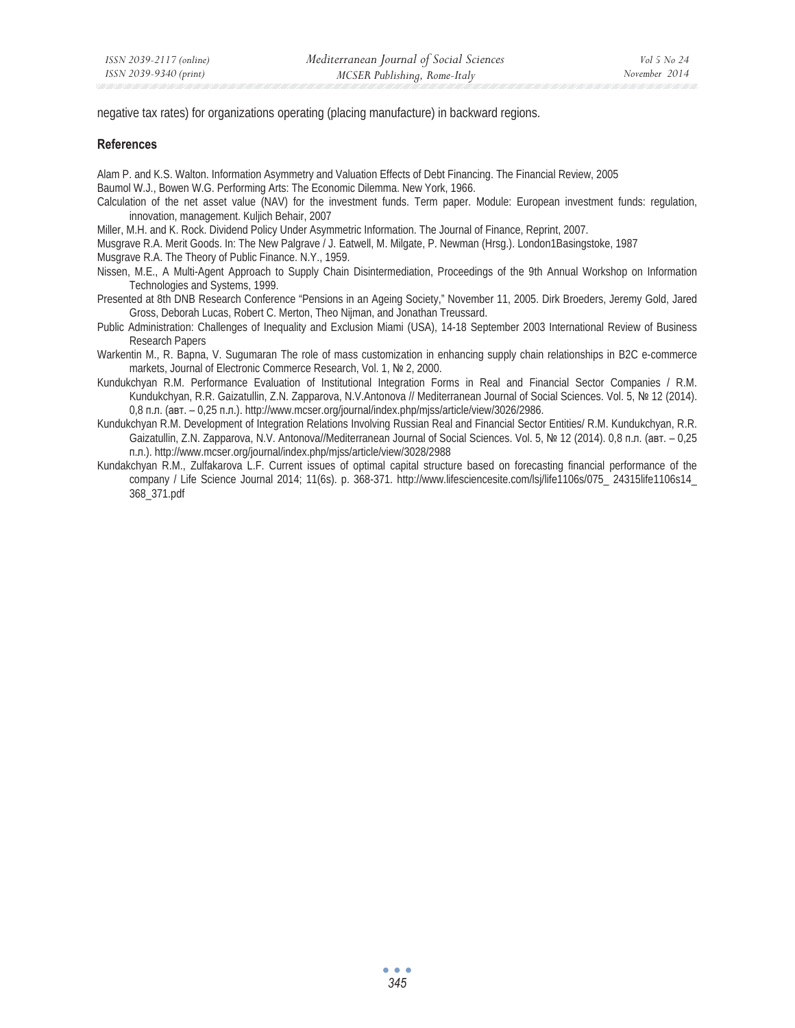negative tax rates) for organizations operating (placing manufacture) in backward regions.

## References

Alam P. and K.S. Walton. Information Asymmetry and Valuation Effects of Debt Financing. The Financial Review, 2005

Baumol W.J., Bowen W.G. Performing Arts: The Economic Dilemma. New York, 1966.

Calculation of the net asset value (NAV) for the investment funds. Term paper. Module: European investment funds: regulation, innovation, management. Kuljich Behair, 2007

Miller, M.H. and K. Rock. Dividend Policy Under Asymmetric Information. The Journal of Finance, Reprint, 2007.

Musgrave R.A. Merit Goods. In: The New Palgrave / J. Eatwell, M. Milgate, P. Newman (Hrsg.). London1Basingstoke, 1987

Musgrave R.A. The Theory of Public Finance. N.Y., 1959.

Nissen, M.E., A Multi-Agent Approach to Supply Chain Disintermediation, Proceedings of the 9th Annual Workshop on Information Technologies and Systems, 1999.

Presented at 8th DNB Research Conference "Pensions in an Ageing Society," November 11, 2005. Dirk Broeders, Jeremy Gold, Jared Gross, Deborah Lucas, Robert C. Merton, Theo Nijman, and Jonathan Treussard.

Public Administration: Challenges of Inequality and Exclusion Miami (USA), 14-18 September 2003 International Review of Business Research Papers

Warkentin M., R. Bapna, V. Sugumaran The role of mass customization in enhancing supply chain relationships in B2C e-commerce markets, Journal of Electronic Commerce Research, Vol. 1, № 2, 2000.

Kundukchyan R.M. Performance Evaluation of Institutional Integration Forms in Real and Financial Sector Companies / R.M. Kundukchyan, R.R. Gaizatullin, Z.N. Zapparova, N.V.Antonova // Mediterranean Journal of Social Sciences. Vol. 5, № 12 (2014). 0,8 п.л. (авт. – 0,25 п.л.). http://www.mcser.org/journal/index.php/mjss/article/view/3026/2986.

Kundukchyan R.M. Development of Integration Relations Involving Russian Real and Financial Sector Entities/ R.M. Kundukchyan, R.R. Gaizatullin, Z.N. Zapparova, N.V. Antonova//Mediterranean Journal of Social Sciences. Vol. 5, № 12 (2014). 0,8 п.л. (авт. – 0,25 п.л.). http://www.mcser.org/journal/index.php/mjss/article/view/3028/2988

Kundakchyan R.M., Zulfakarova L.F. Current issues of optimal capital structure based on forecasting financial performance of the company / Life Science Journal 2014; 11(6s). p. 368-371. http://www.lifesciencesite.com/lsj/life1106s/075_ 24315life1106s14_ 368_371.pdf